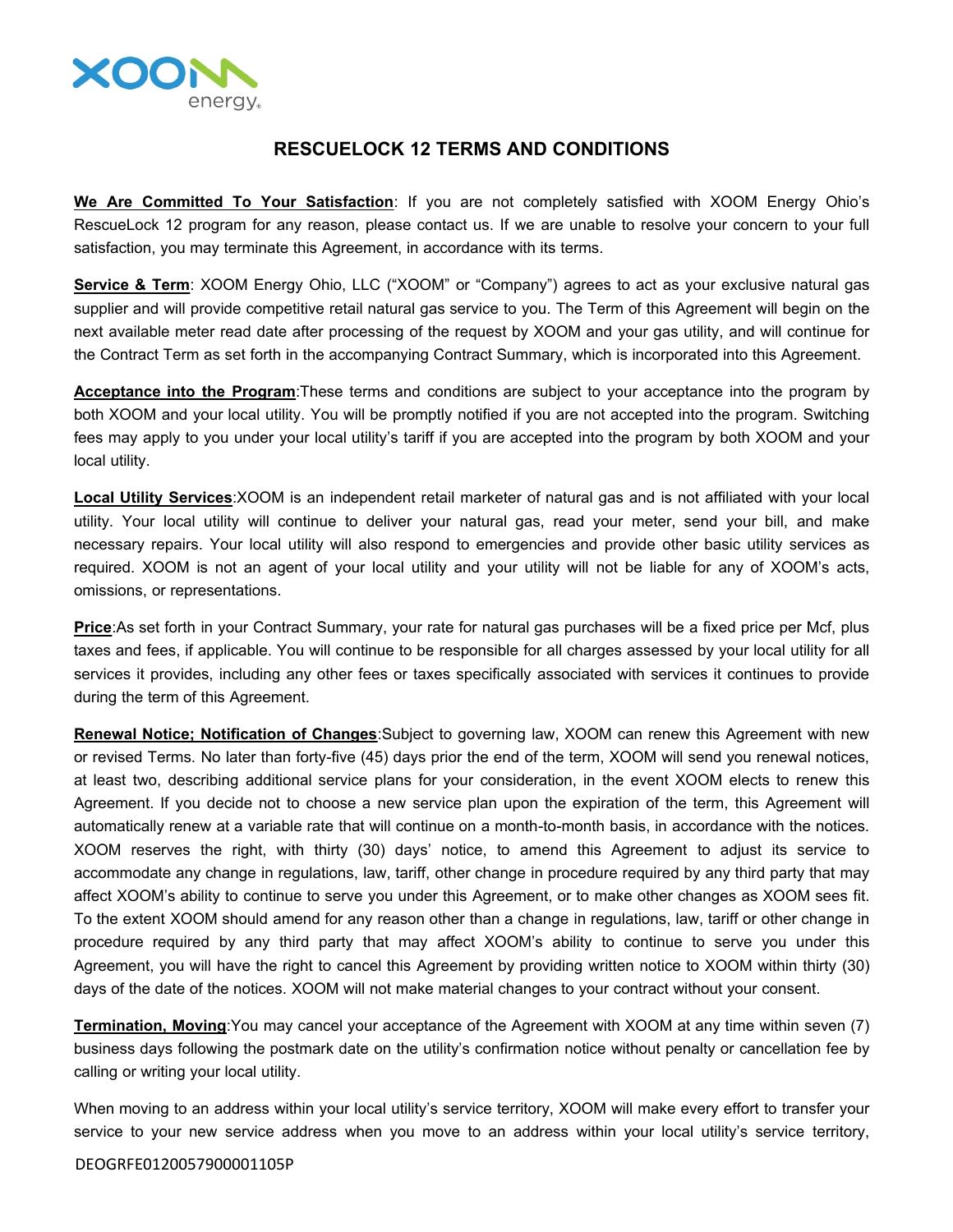# RESCUELOCK 12 TERMS AND CONDITIONS

**We Are Committed To Your Satisfaction**: If you are not completely satisfied with XOOM Energy Ohio's RescueLock 12 program for any reason, please contact us. If we are unable to resolve your concern to your full satisfaction, you may terminate this Agreement, in accordance with its terms.

**Service & Term**: XOOM Energy Ohio, LLC ("XOOM" or "Company") agrees to act as your exclusive natural gas supplier and will provide competitive retail natural gas service to you. The Term of this Agreement will begin on the next available meter read date after processing of the request by XOOM and your gas utility, and will continue for the Contract Term as set forth in the accompanying Contract Summary, which is incorporated into this Agreement.

**Acceptance into the Program**:These terms and conditions are subject to your acceptance into the program by both XOOM and your local utility. You will be promptly notified if you are not accepted into the program. Switching fees may apply to you under your local utility's tariff if you are accepted into the program by both XOOM and your local utility.

**Local Utility Services**:XOOM is an independent retail marketer of natural gas and is not affiliated with your local utility. Your local utility will continue to deliver your natural gas, read your meter, send your bill, and make necessary repairs. Your local utility will also respond to emergencies and provide other basic utility services as required. XOOM is not an agent of your local utility and your utility will not be liable for any of XOOM's acts, omissions, or representations.

**Price**:As set forth in your Contract Summary, your rate for natural gas purchases will be a fixed price per Mcf, plus taxes and fees, if applicable. You will continue to be responsible for all charges assessed by your local utility for all services it provides, including any other fees or taxes specifically associated with services it continues to provide during the term of this Agreement.

**Renewal Notice; Notification of Changes**:Subject to governing law, XOOM can renew this Agreement with new or revised Terms. No later than forty-five (45) days prior the end of the term, XOOM will send you renewal notices, at least two, describing additional service plans for your consideration, in the event XOOM elects to renew this Agreement. If you decide not to choose a new service plan upon the expiration of the term, this Agreement will automatically renew at a variable rate that will continue on a month-to-month basis, in accordance with the notices. XOOM reserves the right, with thirty (30) days' notice, to amend this Agreement to adjust its service to accommodate any change in regulations, law, tariff, other change in procedure required by any third party that may affect XOOM's ability to continue to serve you under this Agreement, or to make other changes as XOOM sees fit. To the extent XOOM should amend for any reason other than a change in regulations, law, tariff or other change in procedure required by any third party that may affect XOOM's ability to continue to serve you under this Agreement, you will have the right to cancel this Agreement by providing written notice to XOOM within thirty (30) days of the date of the notices. XOOM will not make material changes to your contract without your consent.

**Termination, Moving**:You may cancel your acceptance of the Agreement with XOOM at any time within seven (7) business days following the postmark date on the utility's confirmation notice without penalty or cancellation fee by calling or writing your local utility.

When moving to an address within your local utility's service territory, XOOM will make every effort to transfer your service to your new service address when you move to an address within your local utility's service territory,

DEOGRFE0120057900001105P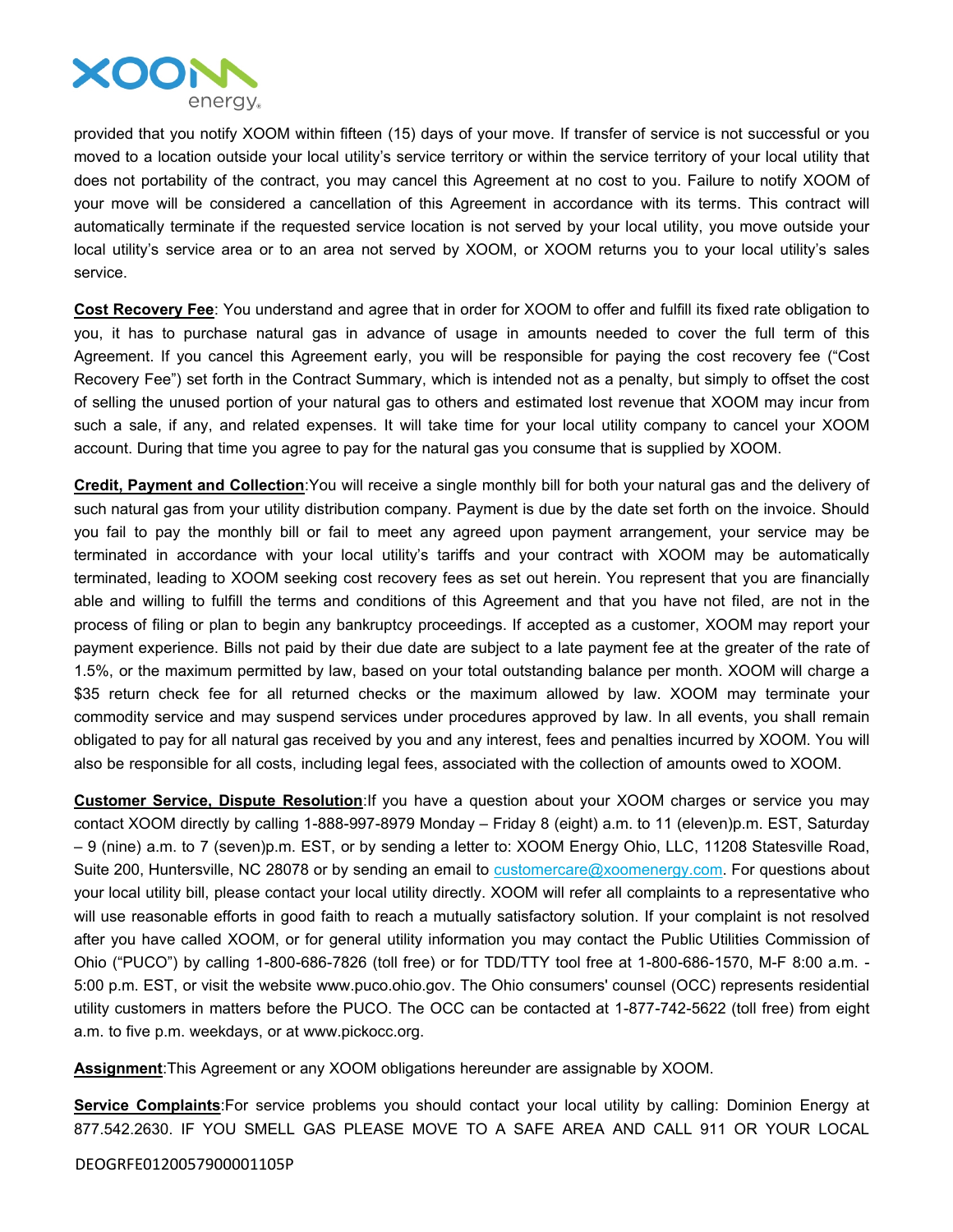provided that you notify XOOM within fifteen (15) days of your move. If transfer of service is not successful or you moved to a location outside your local utility's service territory or within the service territory of your local utility that does not portability of the contract, you may cancel this Agreement at no cost to you. Failure to notify XOOM of your move will be considered a cancellation of this Agreement in accordance with its terms. This contract will automatically terminate if the requested service location is not served by your local utility, you move outside your local utility's service area or to an area not served by XOOM, or XOOM returns you to your local utility's sales service.

**Cost Recovery Fee**: You understand and agree that in order for XOOM to offer and fulfill its fixed rate obligation to you, it has to purchase natural gas in advance of usage in amounts needed to cover the full term of this Agreement. If you cancel this Agreement early, you will be responsible for paying the cost recovery fee ("Cost Recovery Fee") set forth in the Contract Summary, which is intended not as a penalty, but simply to offset the cost of selling the unused portion of your natural gas to others and estimated lost revenue that XOOM may incur from such a sale, if any, and related expenses. It will take time for your local utility company to cancel your XOOM account. During that time you agree to pay for the natural gas you consume that is supplied by XOOM.

**Credit, Payment and Collection**:You will receive a single monthly bill for both your natural gas and the delivery of such natural gas from your utility distribution company. Payment is due by the date set forth on the invoice. Should you fail to pay the monthly bill or fail to meet any agreed upon payment arrangement, your service may be terminated in accordance with your local utility's tariffs and your contract with XOOM may be automatically terminated, leading to XOOM seeking cost recovery fees as set out herein. You represent that you are financially able and willing to fulfill the terms and conditions of this Agreement and that you have not filed, are not in the process of filing or plan to begin any bankruptcy proceedings. If accepted as a customer, XOOM may report your payment experience. Bills not paid by their due date are subject to a late payment fee at the greater of the rate of 1.5%, or the maximum permitted by law, based on your total outstanding balance per month. XOOM will charge a $35 return check fee for all returned checks or the maximum allowed by law. XOOM may terminate your commodity service and may suspend services under procedures approved by law. In all events, you shall remain obligated to pay for all natural gas received by you and any interest, fees and penalties incurred by XOOM. You will also be responsible for all costs, including legal fees, associated with the collection of amounts owed to XOOM.

**Customer Service, Dispute Resolution**:If you have a question about your XOOM charges or service you may contact XOOM directly by calling 1-888-997-8979 Monday – Friday 8 (eight) a.m. to 11 (eleven)p.m. EST, Saturday – 9 (nine) a.m. to 7 (seven)p.m. EST, or by sending a letter to: XOOM Energy Ohio, LLC, 11208 Statesville Road, Suite 200, Huntersville, NC 28078 or by sending an email to customercare@xoomenergy.com. For questions about your local utility bill, please contact your local utility directly. XOOM will refer all complaints to a representative who will use reasonable efforts in good faith to reach a mutually satisfactory solution. If your complaint is not resolved after you have called XOOM, or for general utility information you may contact the Public Utilities Commission of Ohio ("PUCO") by calling 1-800-686-7826 (toll free) or for TDD/TTY tool free at 1-800-686-1570, M-F 8:00 a.m. - 5:00 p.m. EST, or visit the website www.puco.ohio.gov. The Ohio consumers' counsel (OCC) represents residential utility customers in matters before the PUCO. The OCC can be contacted at 1-877-742-5622 (toll free) from eight a.m. to five p.m. weekdays, or at www.pickocc.org.

**Assignment**:This Agreement or any XOOM obligations hereunder are assignable by XOOM.

**Service Complaints**:For service problems you should contact your local utility by calling: Dominion Energy at 877.542.2630. IF YOU SMELL GAS PLEASE MOVE TO A SAFE AREA AND CALL 911 OR YOUR LOCAL

DEOGRFE0120057900001105P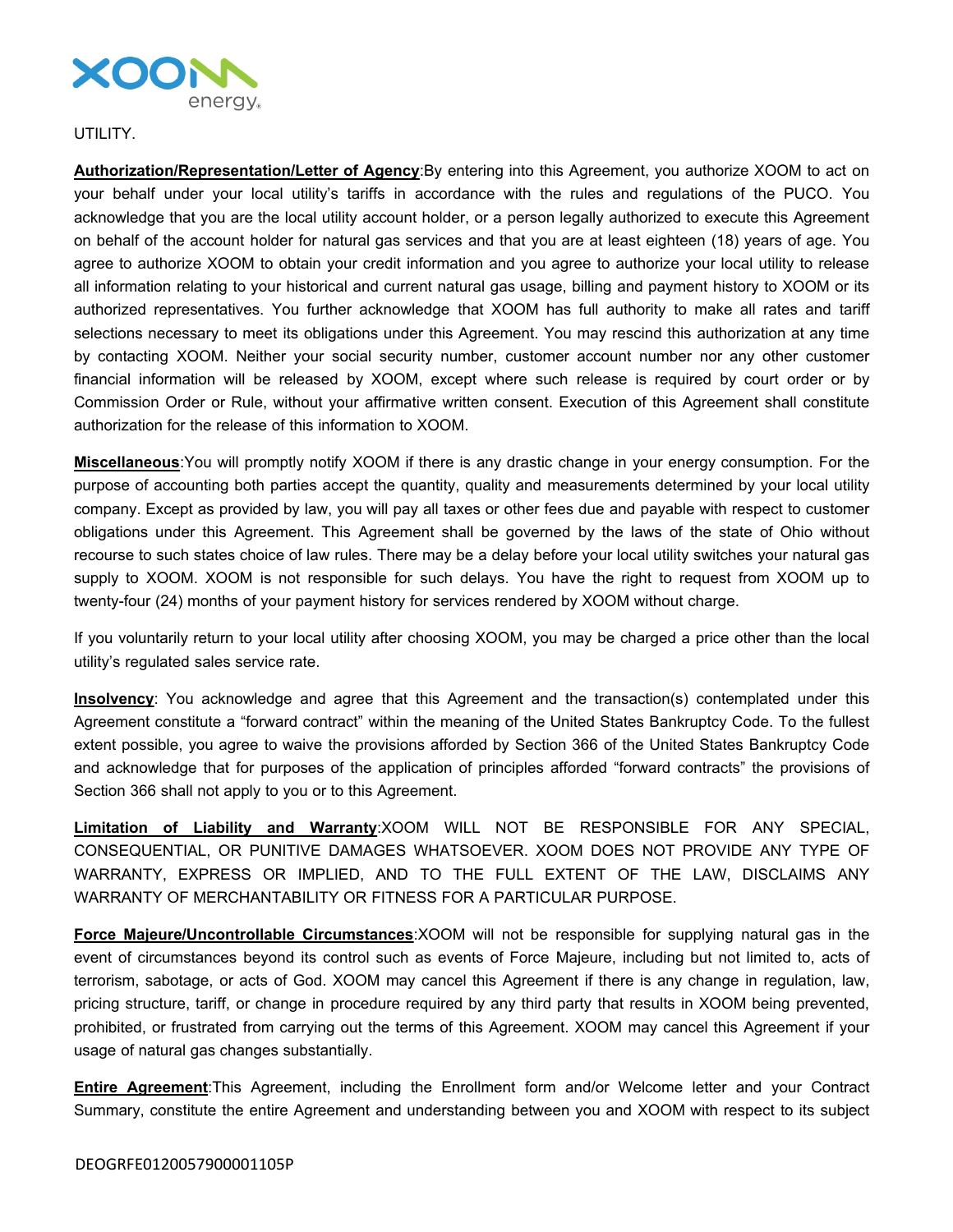UTILITY.

**Authorization/Representation/Letter of Agency**:By entering into this Agreement, you authorize XOOM to act on your behalf under your local utility's tariffs in accordance with the rules and regulations of the PUCO. You acknowledge that you are the local utility account holder, or a person legally authorized to execute this Agreement on behalf of the account holder for natural gas services and that you are at least eighteen (18) years of age. You agree to authorize XOOM to obtain your credit information and you agree to authorize your local utility to release all information relating to your historical and current natural gas usage, billing and payment history to XOOM or its authorized representatives. You further acknowledge that XOOM has full authority to make all rates and tariff selections necessary to meet its obligations under this Agreement. You may rescind this authorization at any time by contacting XOOM. Neither your social security number, customer account number nor any other customer financial information will be released by XOOM, except where such release is required by court order or by Commission Order or Rule, without your affirmative written consent. Execution of this Agreement shall constitute authorization for the release of this information to XOOM.

**Miscellaneous**:You will promptly notify XOOM if there is any drastic change in your energy consumption. For the purpose of accounting both parties accept the quantity, quality and measurements determined by your local utility company. Except as provided by law, you will pay all taxes or other fees due and payable with respect to customer obligations under this Agreement. This Agreement shall be governed by the laws of the state of Ohio without recourse to such states choice of law rules. There may be a delay before your local utility switches your natural gas supply to XOOM. XOOM is not responsible for such delays. You have the right to request from XOOM up to twenty-four (24) months of your payment history for services rendered by XOOM without charge.

If you voluntarily return to your local utility after choosing XOOM, you may be charged a price other than the local utility's regulated sales service rate.

**Insolvency**: You acknowledge and agree that this Agreement and the transaction(s) contemplated under this Agreement constitute a "forward contract" within the meaning of the United States Bankruptcy Code. To the fullest extent possible, you agree to waive the provisions afforded by Section 366 of the United States Bankruptcy Code and acknowledge that for purposes of the application of principles afforded "forward contracts" the provisions of Section 366 shall not apply to you or to this Agreement.

**Limitation of Liability and Warranty**:XOOM WILL NOT BE RESPONSIBLE FOR ANY SPECIAL, CONSEQUENTIAL, OR PUNITIVE DAMAGES WHATSOEVER. XOOM DOES NOT PROVIDE ANY TYPE OF WARRANTY, EXPRESS OR IMPLIED, AND TO THE FULL EXTENT OF THE LAW, DISCLAIMS ANY WARRANTY OF MERCHANTABILITY OR FITNESS FOR A PARTICULAR PURPOSE.

**Force Majeure/Uncontrollable Circumstances**:XOOM will not be responsible for supplying natural gas in the event of circumstances beyond its control such as events of Force Majeure, including but not limited to, acts of terrorism, sabotage, or acts of God. XOOM may cancel this Agreement if there is any change in regulation, law, pricing structure, tariff, or change in procedure required by any third party that results in XOOM being prevented, prohibited, or frustrated from carrying out the terms of this Agreement. XOOM may cancel this Agreement if your usage of natural gas changes substantially.

**Entire Agreement**:This Agreement, including the Enrollment form and/or Welcome letter and your Contract Summary, constitute the entire Agreement and understanding between you and XOOM with respect to its subject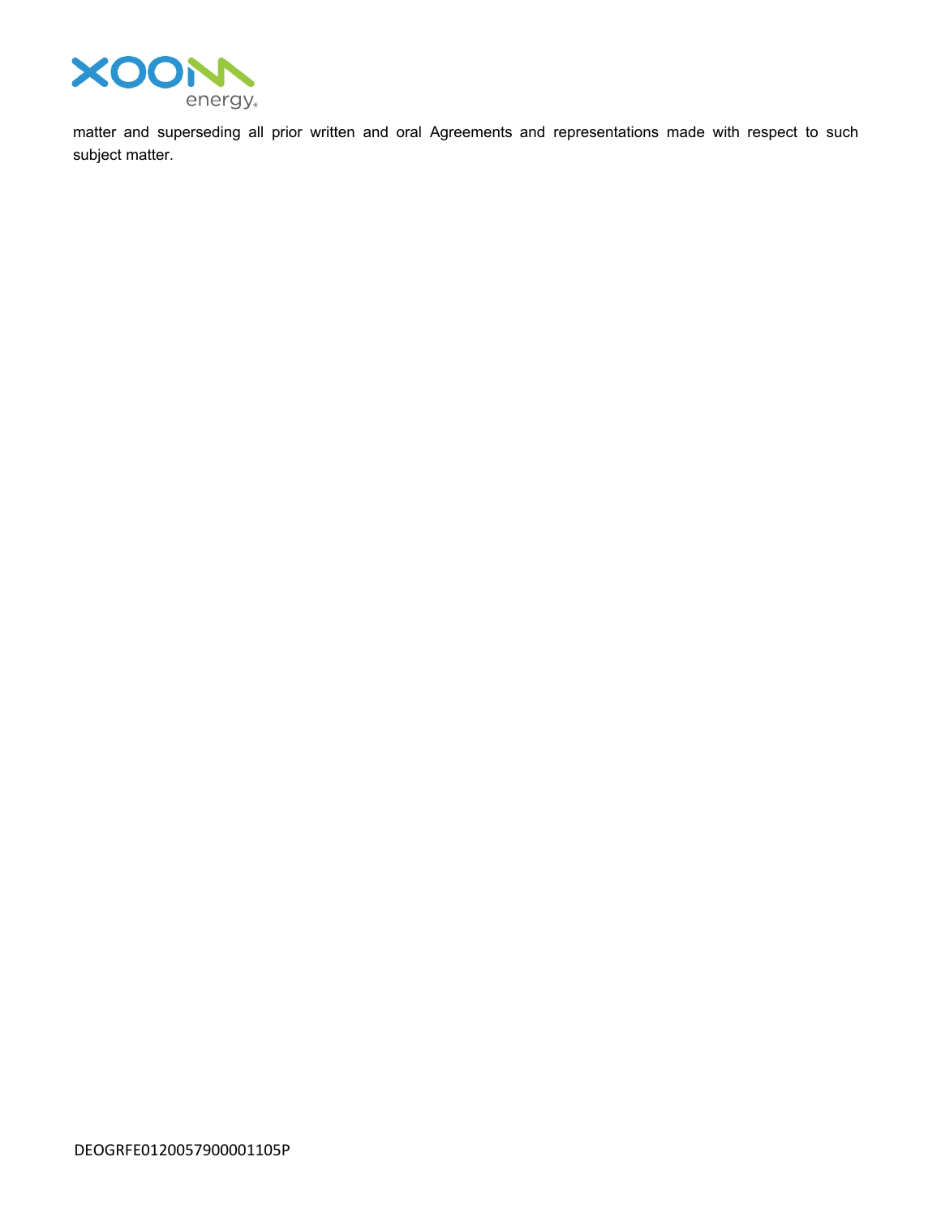matter and superseding all prior written and oral Agreements and representations made with respect to such subject matter.

DEOGRFE0120057900001105P